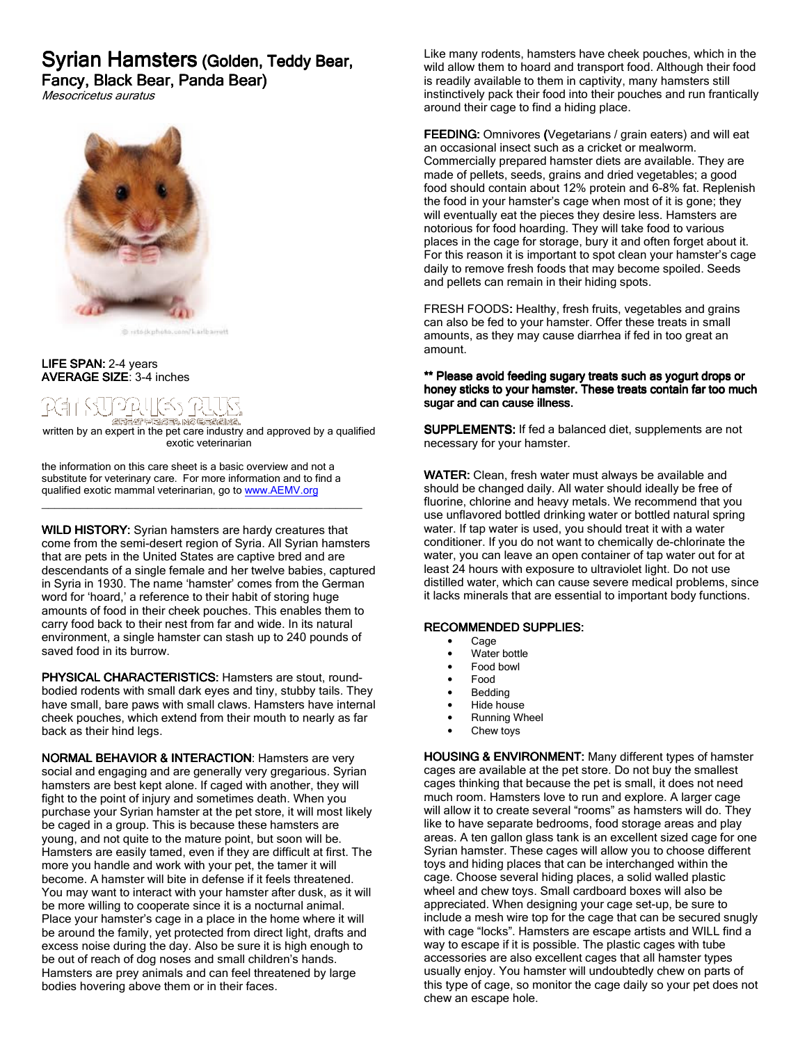# Syrian Hamsters (Golden, Teddy Bear, Fancy, Black Bear, Panda Bear)

*Mesocricetus auratus*

**LIFE SPAN:** 2-4 years
**AVERAGE SIZE**: 3-4 inches

written by an expert in the pet care industry and approved by a qualified exotic veterinarian

the information on this care sheet is a basic overview and not a substitute for veterinary care. For more information and to find a qualified exotic mammal veterinarian, go to www.AEMV.org

---

**WILD HISTORY:** Syrian hamsters are hardy creatures that come from the semi-desert region of Syria. All Syrian hamsters that are pets in the United States are captive bred and are descendants of a single female and her twelve babies, captured in Syria in 1930. The name 'hamster' comes from the German word for 'hoard,' a reference to their habit of storing huge amounts of food in their cheek pouches. This enables them to carry food back to their nest from far and wide. In its natural environment, a single hamster can stash up to 240 pounds of saved food in its burrow.

**PHYSICAL CHARACTERISTICS:** Hamsters are stout, round-bodied rodents with small dark eyes and tiny, stubby tails. They have small, bare paws with small claws. Hamsters have internal cheek pouches, which extend from their mouth to nearly as far back as their hind legs.

**NORMAL BEHAVIOR & INTERACTION**: Hamsters are very social and engaging and are generally very gregarious. Syrian hamsters are best kept alone. If caged with another, they will fight to the point of injury and sometimes death. When you purchase your Syrian hamster at the pet store, it will most likely be caged in a group. This is because these hamsters are young, and not quite to the mature point, but soon will be. Hamsters are easily tamed, even if they are difficult at first. The more you handle and work with your pet, the tamer it will become. A hamster will bite in defense if it feels threatened. You may want to interact with your hamster after dusk, as it will be more willing to cooperate since it is a nocturnal animal. Place your hamster's cage in a place in the home where it will be around the family, yet protected from direct light, drafts and excess noise during the day. Also be sure it is high enough to be out of reach of dog noses and small children's hands. Hamsters are prey animals and can feel threatened by large bodies hovering above them or in their faces.

Like many rodents, hamsters have cheek pouches, which in the wild allow them to hoard and transport food. Although their food is readily available to them in captivity, many hamsters still instinctively pack their food into their pouches and run frantically around their cage to find a hiding place.

**FEEDING:** Omnivores (Vegetarians / grain eaters) and will eat an occasional insect such as a cricket or mealworm. Commercially prepared hamster diets are available. They are made of pellets, seeds, grains and dried vegetables; a good food should contain about 12% protein and 6-8% fat. Replenish the food in your hamster's cage when most of it is gone; they will eventually eat the pieces they desire less. Hamsters are notorious for food hoarding. They will take food to various places in the cage for storage, bury it and often forget about it. For this reason it is important to spot clean your hamster's cage daily to remove fresh foods that may become spoiled. Seeds and pellets can remain in their hiding spots.

FRESH FOODS: Healthy, fresh fruits, vegetables and grains can also be fed to your hamster. Offer these treats in small amounts, as they may cause diarrhea if fed in too great an amount.

**** Please avoid feeding sugary treats such as yogurt drops or honey sticks to your hamster. These treats contain far too much sugar and can cause illness.**

**SUPPLEMENTS:** If fed a balanced diet, supplements are not necessary for your hamster.

**WATER:** Clean, fresh water must always be available and should be changed daily. All water should ideally be free of fluorine, chlorine and heavy metals. We recommend that you use unflavored bottled drinking water or bottled natural spring water. If tap water is used, you should treat it with a water conditioner. If you do not want to chemically de-chlorinate the water, you can leave an open container of tap water out for at least 24 hours with exposure to ultraviolet light. Do not use distilled water, which can cause severe medical problems, since it lacks minerals that are essential to important body functions.

**RECOMMENDED SUPPLIES:**

- Cage
- Water bottle
- Food bowl
- Food
- Bedding
- Hide house
- Running Wheel
- Chew toys

**HOUSING & ENVIRONMENT:** Many different types of hamster cages are available at the pet store. Do not buy the smallest cages thinking that because the pet is small, it does not need much room. Hamsters love to run and explore. A larger cage will allow it to create several "rooms" as hamsters will do. They like to have separate bedrooms, food storage areas and play areas. A ten gallon glass tank is an excellent sized cage for one Syrian hamster. These cages will allow you to choose different toys and hiding places that can be interchanged within the cage. Choose several hiding places, a solid walled plastic wheel and chew toys. Small cardboard boxes will also be appreciated. When designing your cage set-up, be sure to include a mesh wire top for the cage that can be secured snugly with cage "locks". Hamsters are escape artists and WILL find a way to escape if it is possible. The plastic cages with tube accessories are also excellent cages that all hamster types usually enjoy. You hamster will undoubtedly chew on parts of this type of cage, so monitor the cage daily so your pet does not chew an escape hole.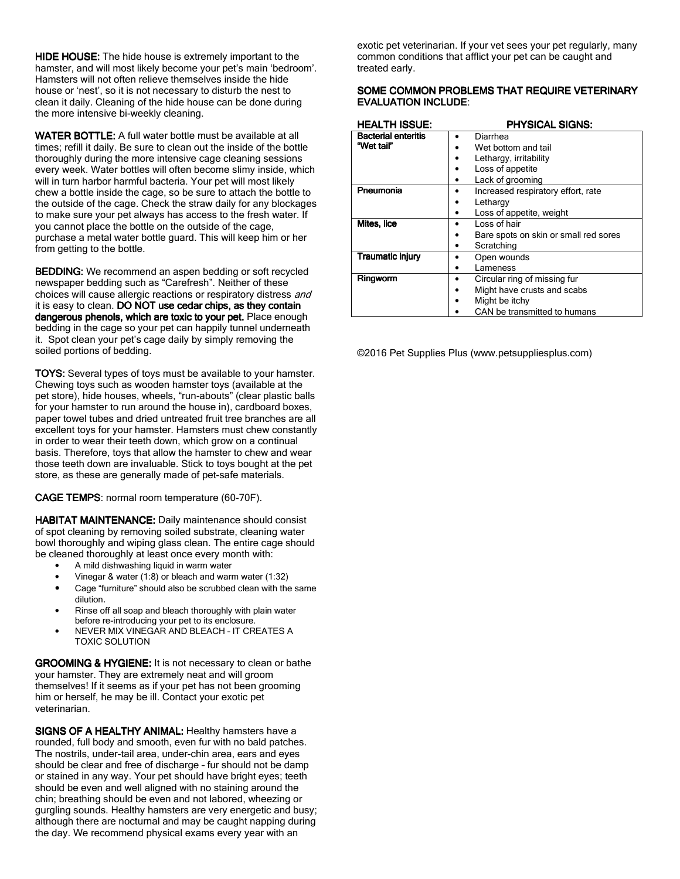**HIDE HOUSE:** The hide house is extremely important to the hamster, and will most likely become your pet's main 'bedroom'. Hamsters will not often relieve themselves inside the hide house or 'nest', so it is not necessary to disturb the nest to clean it daily. Cleaning of the hide house can be done during the more intensive bi-weekly cleaning.

**WATER BOTTLE:** A full water bottle must be available at all times; refill it daily. Be sure to clean out the inside of the bottle thoroughly during the more intensive cage cleaning sessions every week. Water bottles will often become slimy inside, which will in turn harbor harmful bacteria. Your pet will most likely chew a bottle inside the cage, so be sure to attach the bottle to the outside of the cage. Check the straw daily for any blockages to make sure your pet always has access to the fresh water. If you cannot place the bottle on the outside of the cage, purchase a metal water bottle guard. This will keep him or her from getting to the bottle.

**BEDDING:** We recommend an aspen bedding or soft recycled newspaper bedding such as "Carefresh". Neither of these choices will cause allergic reactions or respiratory distress *and* it is easy to clean. **DO NOT use cedar chips, as they contain dangerous phenols, which are toxic to your pet.** Place enough bedding in the cage so your pet can happily tunnel underneath it. Spot clean your pet's cage daily by simply removing the soiled portions of bedding.

**TOYS:** Several types of toys must be available to your hamster. Chewing toys such as wooden hamster toys (available at the pet store), hide houses, wheels, "run-abouts" (clear plastic balls for your hamster to run around the house in), cardboard boxes, paper towel tubes and dried untreated fruit tree branches are all excellent toys for your hamster. Hamsters must chew constantly in order to wear their teeth down, which grow on a continual basis. Therefore, toys that allow the hamster to chew and wear those teeth down are invaluable. Stick to toys bought at the pet store, as these are generally made of pet-safe materials.

**CAGE TEMPS**: normal room temperature (60-70F).

**HABITAT MAINTENANCE:** Daily maintenance should consist of spot cleaning by removing soiled substrate, cleaning water bowl thoroughly and wiping glass clean. The entire cage should be cleaned thoroughly at least once every month with:

- A mild dishwashing liquid in warm water
- Vinegar & water (1:8) or bleach and warm water (1:32)
- Cage "furniture" should also be scrubbed clean with the same dilution.
- Rinse off all soap and bleach thoroughly with plain water before re-introducing your pet to its enclosure.
- NEVER MIX VINEGAR AND BLEACH – IT CREATES A TOXIC SOLUTION

**GROOMING & HYGIENE:** It is not necessary to clean or bathe your hamster. They are extremely neat and will groom themselves! If it seems as if your pet has not been grooming him or herself, he may be ill. Contact your exotic pet veterinarian.

**SIGNS OF A HEALTHY ANIMAL:** Healthy hamsters have a rounded, full body and smooth, even fur with no bald patches. The nostrils, under-tail area, under-chin area, ears and eyes should be clear and free of discharge – fur should not be damp or stained in any way. Your pet should have bright eyes; teeth should be even and well aligned with no staining around the chin; breathing should be even and not labored, wheezing or gurgling sounds. Healthy hamsters are very energetic and busy; although there are nocturnal and may be caught napping during the day. We recommend physical exams every year with an exotic pet veterinarian. If your vet sees your pet regularly, many common conditions that afflict your pet can be caught and treated early.

**SOME COMMON PROBLEMS THAT REQUIRE VETERINARY EVALUATION INCLUDE**:

| HEALTH ISSUE: | PHYSICAL SIGNS: |
|---|---|
| Bacterial enteritis "Wet tail" | • Diarrhea<br>• Wet bottom and tail<br>• Lethargy, irritability<br>• Loss of appetite<br>• Lack of grooming |
| Pneumonia | • Increased respiratory effort, rate<br>• Lethargy<br>• Loss of appetite, weight |
| Mites, lice | • Loss of hair<br>• Bare spots on skin or small red sores<br>• Scratching |
| Traumatic injury | • Open wounds<br>• Lameness |
| Ringworm | • Circular ring of missing fur<br>• Might have crusts and scabs<br>• Might be itchy<br>• CAN be transmitted to humans |

©2016 Pet Supplies Plus (www.petsuppliesplus.com)